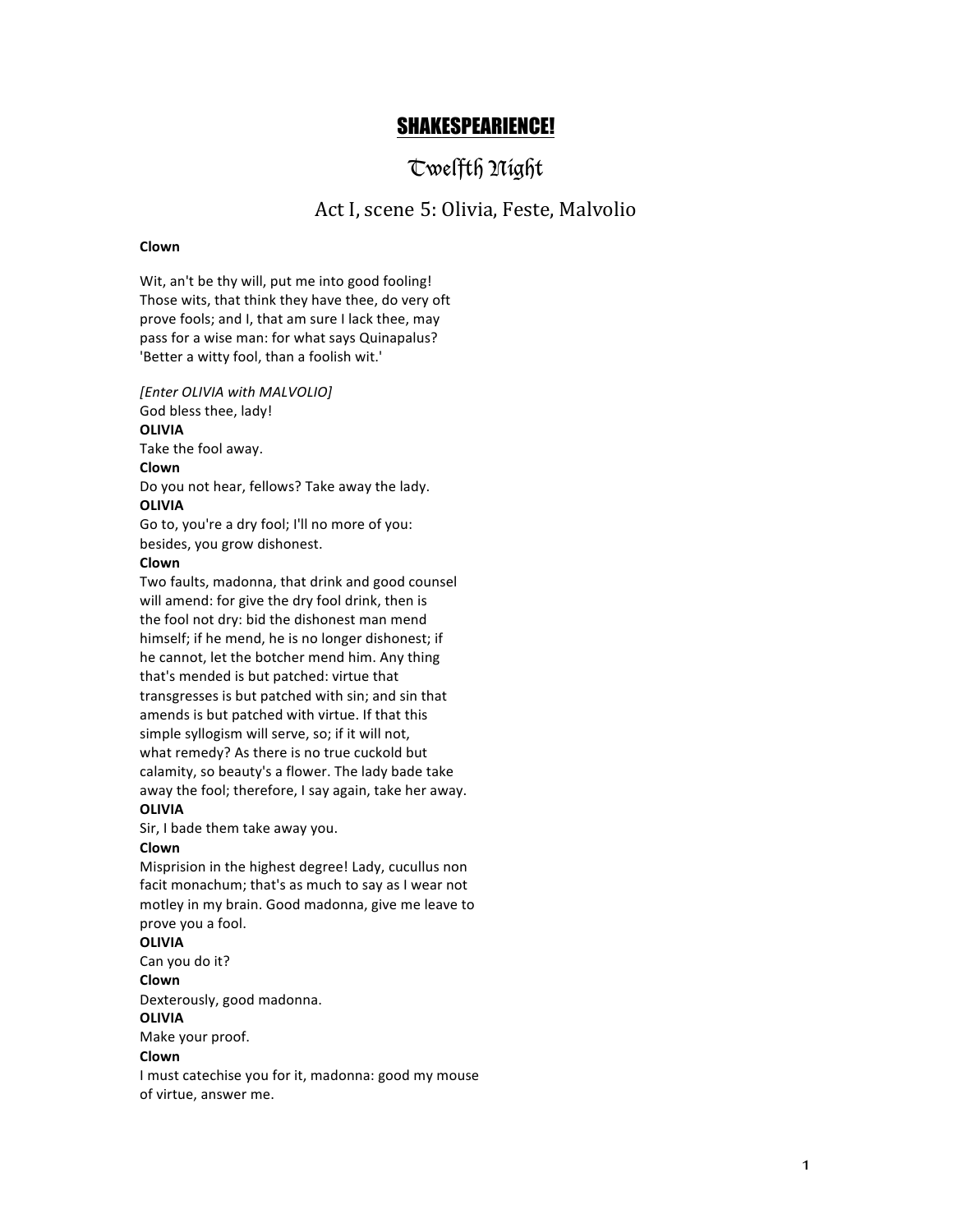# <u>SHAKESPEARIENCE!</u>

## Twelfth Night

### Act I, scene 5: Olivia, Feste, Malvolio

**Clown**

Wit, an't be thy will, put me into good fooling!
Those wits, that think they have thee, do very oft
prove fools; and I, that am sure I lack thee, may
pass for a wise man: for what says Quinapalus?
'Better a witty fool, than a foolish wit.'

*[Enter OLIVIA with MALVOLIO]*
God bless thee, lady!
**OLIVIA**
Take the fool away.
**Clown**
Do you not hear, fellows? Take away the lady.
**OLIVIA**
Go to, you're a dry fool; I'll no more of you:
besides, you grow dishonest.
**Clown**
Two faults, madonna, that drink and good counsel
will amend: for give the dry fool drink, then is
the fool not dry: bid the dishonest man mend
himself; if he mend, he is no longer dishonest; if
he cannot, let the botcher mend him. Any thing
that's mended is but patched: virtue that
transgresses is but patched with sin; and sin that
amends is but patched with virtue. If that this
simple syllogism will serve, so; if it will not,
what remedy? As there is no true cuckold but
calamity, so beauty's a flower. The lady bade take
away the fool; therefore, I say again, take her away.
**OLIVIA**
Sir, I bade them take away you.
**Clown**
Misprision in the highest degree! Lady, cucullus non
facit monachum; that's as much to say as I wear not
motley in my brain. Good madonna, give me leave to
prove you a fool.
**OLIVIA**
Can you do it?
**Clown**
Dexterously, good madonna.
**OLIVIA**
Make your proof.
**Clown**
I must catechise you for it, madonna: good my mouse
of virtue, answer me.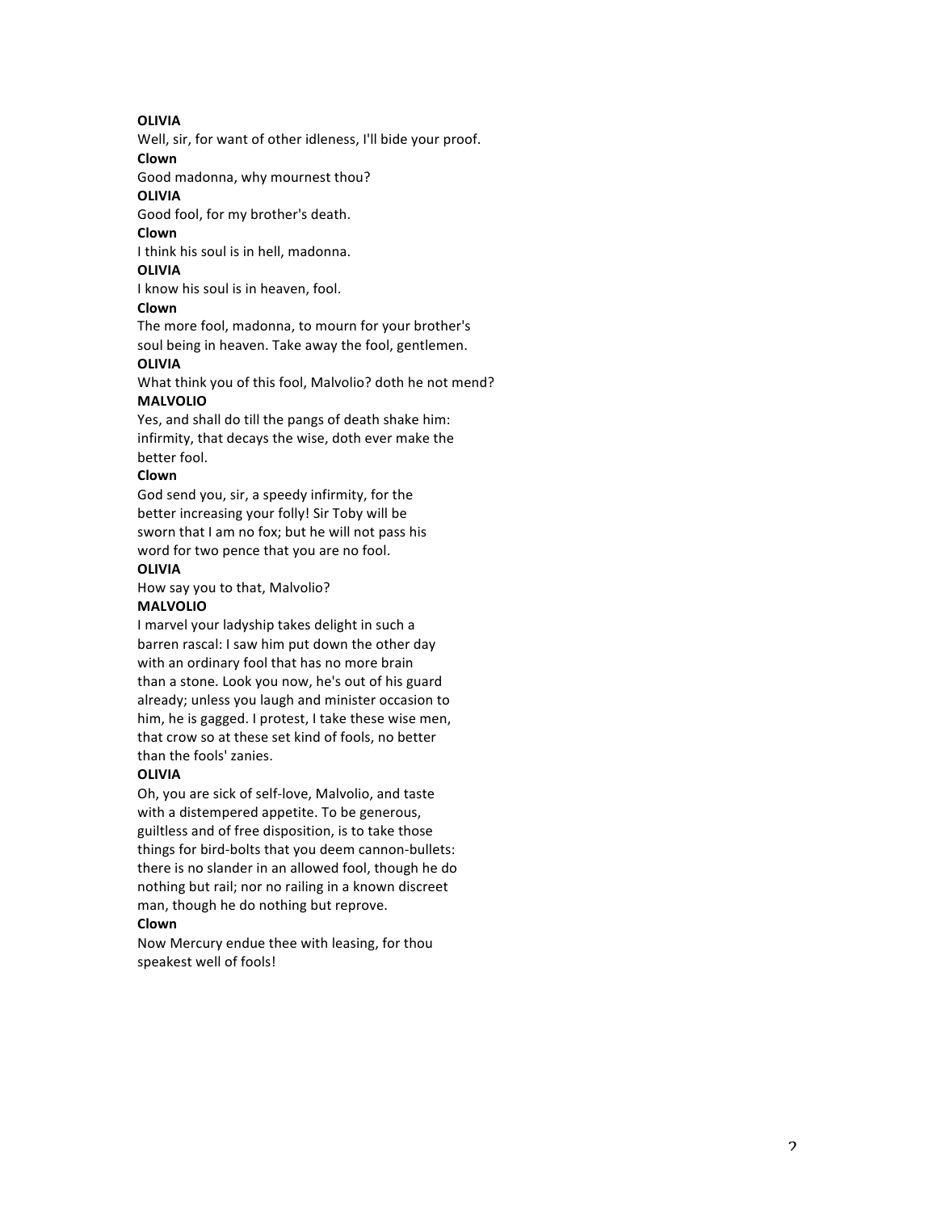**OLIVIA**

Well, sir, for want of other idleness, I'll bide your proof.

**Clown**

Good madonna, why mournest thou?

**OLIVIA**

Good fool, for my brother's death.

**Clown**

I think his soul is in hell, madonna.

**OLIVIA**

I know his soul is in heaven, fool.

**Clown**

The more fool, madonna, to mourn for your brother's
soul being in heaven. Take away the fool, gentlemen.

**OLIVIA**

What think you of this fool, Malvolio? doth he not mend?

**MALVOLIO**

Yes, and shall do till the pangs of death shake him:
infirmity, that decays the wise, doth ever make the
better fool.

**Clown**

God send you, sir, a speedy infirmity, for the
better increasing your folly! Sir Toby will be
sworn that I am no fox; but he will not pass his
word for two pence that you are no fool.

**OLIVIA**

How say you to that, Malvolio?

**MALVOLIO**

I marvel your ladyship takes delight in such a
barren rascal: I saw him put down the other day
with an ordinary fool that has no more brain
than a stone. Look you now, he's out of his guard
already; unless you laugh and minister occasion to
him, he is gagged. I protest, I take these wise men,
that crow so at these set kind of fools, no better
than the fools' zanies.

**OLIVIA**

Oh, you are sick of self-love, Malvolio, and taste
with a distempered appetite. To be generous,
guiltless and of free disposition, is to take those
things for bird-bolts that you deem cannon-bullets:
there is no slander in an allowed fool, though he do
nothing but rail; nor no railing in a known discreet
man, though he do nothing but reprove.

**Clown**

Now Mercury endue thee with leasing, for thou
speakest well of fools!